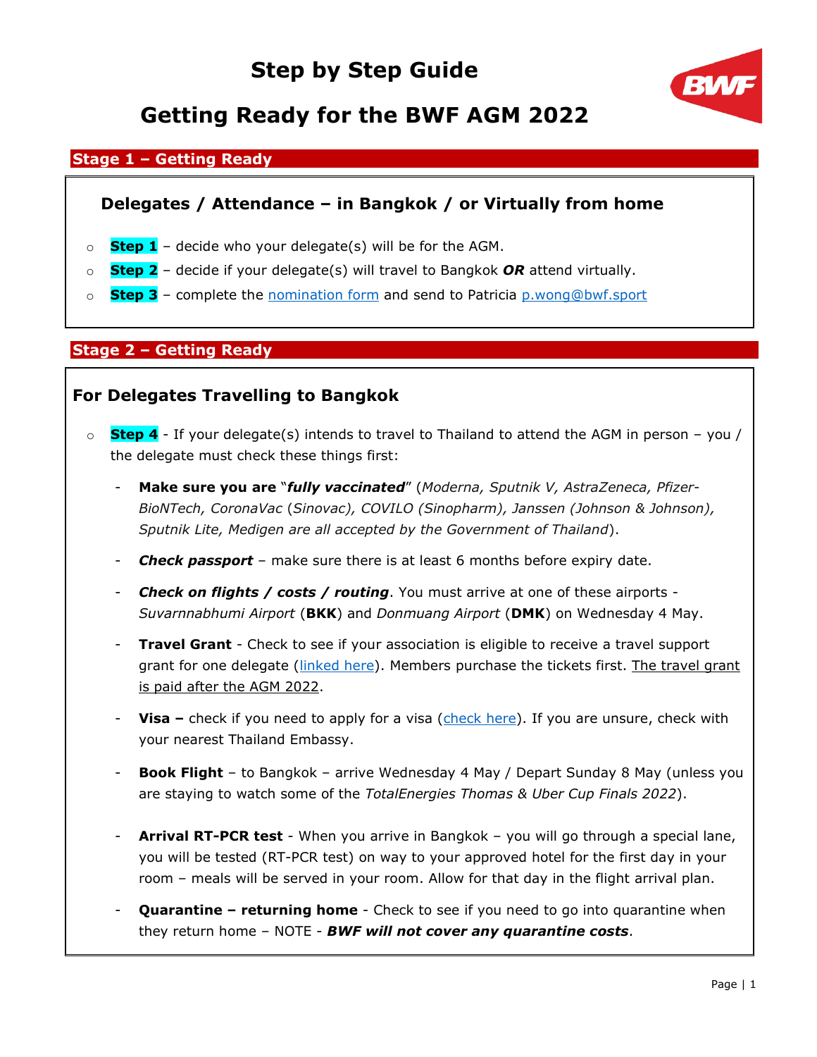# Step by Step Guide

# Getting Ready for the BWF AGM 2022

## Stage 1 – Getting Ready

### Delegates / Attendance – in Bangkok / or Virtually from home

- **Step 1** – decide who your delegate(s) will be for the AGM.
- **Step 2** – decide if your delegate(s) will travel to Bangkok ***OR*** attend virtually.
- **Step 3** – complete the nomination form and send to Patricia p.wong@bwf.sport

## Stage 2 – Getting Ready

### For Delegates Travelling to Bangkok

- **Step 4** - If your delegate(s) intends to travel to Thailand to attend the AGM in person – you / the delegate must check these things first:
  - **Make sure you are** "***fully vaccinated***" (*Moderna, Sputnik V, AstraZeneca, Pfizer-BioNTech, CoronaVac (Sinovac), COVILO (Sinopharm), Janssen (Johnson & Johnson), Sputnik Lite, Medigen are all accepted by the Government of Thailand*).
  - ***Check passport*** – make sure there is at least 6 months before expiry date.
  - ***Check on flights / costs / routing***. You must arrive at one of these airports - *Suvarnnabhumi Airport* (**BKK**) and *Donmuang Airport* (**DMK**) on Wednesday 4 May.
  - **Travel Grant** - Check to see if your association is eligible to receive a travel support grant for one delegate (linked here). Members purchase the tickets first. The travel grant is paid after the AGM 2022.
  - **Visa –** check if you need to apply for a visa (check here). If you are unsure, check with your nearest Thailand Embassy.
  - **Book Flight** – to Bangkok – arrive Wednesday 4 May / Depart Sunday 8 May (unless you are staying to watch some of the *TotalEnergies Thomas & Uber Cup Finals 2022*).
  - **Arrival RT-PCR test** - When you arrive in Bangkok – you will go through a special lane, you will be tested (RT-PCR test) on way to your approved hotel for the first day in your room – meals will be served in your room. Allow for that day in the flight arrival plan.
  - **Quarantine – returning home** - Check to see if you need to go into quarantine when they return home – NOTE - ***BWF will not cover any quarantine costs***.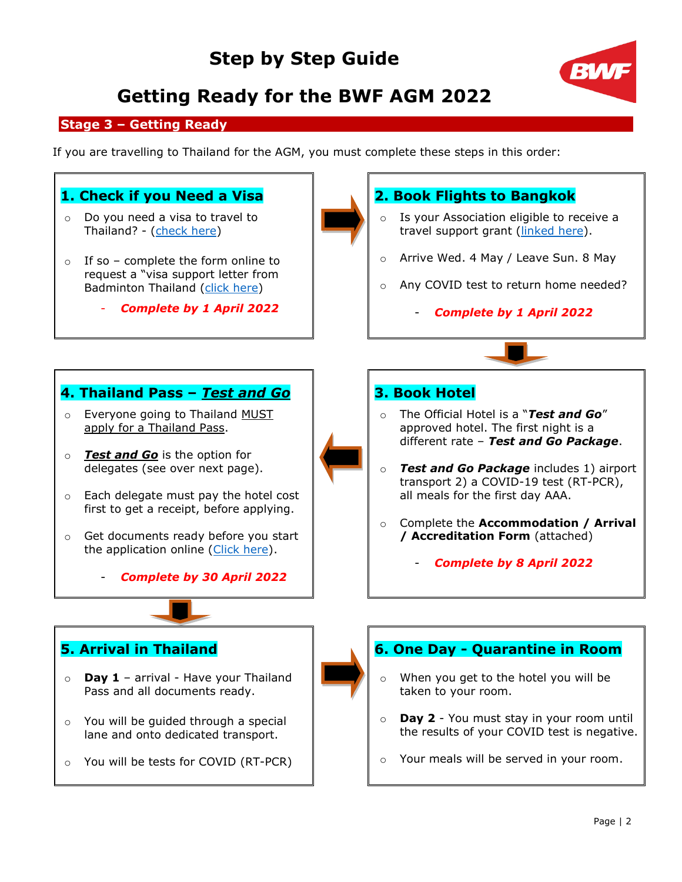# Step by Step Guide

# Getting Ready for the BWF AGM 2022

## Stage 3 – Getting Ready

If you are travelling to Thailand for the AGM, you must complete these steps in this order:

### 1. Check if you Need a Visa

- Do you need a visa to travel to Thailand? - (check here)
- If so – complete the form online to request a "visa support letter from Badminton Thailand (click here)
  - ***Complete by 1 April 2022***

### 2. Book Flights to Bangkok

- Is your Association eligible to receive a travel support grant (linked here).
- Arrive Wed. 4 May / Leave Sun. 8 May
- Any COVID test to return home needed?
  - ***Complete by 1 April 2022***

### 3. Book Hotel

- The Official Hotel is a "***Test and Go***" approved hotel. The first night is a different rate – ***Test and Go Package***.
- ***Test and Go Package*** includes 1) airport transport 2) a COVID-19 test (RT-PCR), all meals for the first day AAA.
- Complete the **Accommodation / Arrival / Accreditation Form** (attached)
  - ***Complete by 8 April 2022***

### 4. Thailand Pass – *Test and Go*

- Everyone going to Thailand MUST apply for a Thailand Pass.
- ***Test and Go*** is the option for delegates (see over next page).
- Each delegate must pay the hotel cost first to get a receipt, before applying.
- Get documents ready before you start the application online (Click here).
  - ***Complete by 30 April 2022***

### 5. Arrival in Thailand

- **Day 1** – arrival - Have your Thailand Pass and all documents ready.
- You will be guided through a special lane and onto dedicated transport.
- You will be tests for COVID (RT-PCR)

### 6. One Day - Quarantine in Room

- When you get to the hotel you will be taken to your room.
- **Day 2** - You must stay in your room until the results of your COVID test is negative.
- Your meals will be served in your room.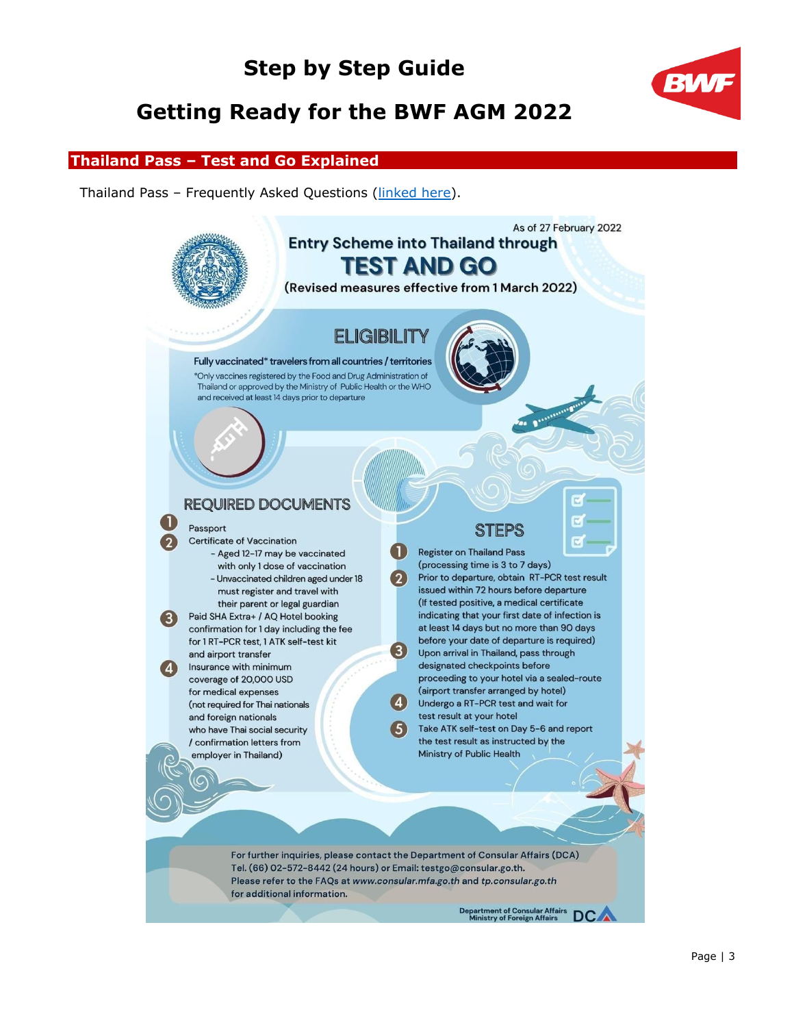# Step by Step Guide

# Getting Ready for the BWF AGM 2022

## Thailand Pass – Test and Go Explained

Thailand Pass – Frequently Asked Questions (linked here).

As of 27 February 2022

### Entry Scheme into Thailand through TEST AND GO

(Revised measures effective from 1 March 2022)

### ELIGIBILITY

Fully vaccinated* travelers from all countries / territories

*Only vaccines registered by the Food and Drug Administration of Thailand or approved by the Ministry of Public Health or the WHO and received at least 14 days prior to departure

### REQUIRED DOCUMENTS

1. Passport
2. Certificate of Vaccination
   - Aged 12-17 may be vaccinated with only 1 dose of vaccination
   - Unvaccinated children aged under 18 must register and travel with their parent or legal guardian
3. Paid SHA Extra+ / AQ Hotel booking confirmation for 1 day including the fee for 1 RT-PCR test, 1 ATK self-test kit and airport transfer
4. Insurance with minimum coverage of 20,000 USD for medical expenses (not required for Thai nationals and foreign nationals who have Thai social security / confirmation letters from employer in Thailand)

### STEPS

1. Register on Thailand Pass (processing time is 3 to 7 days)
2. Prior to departure, obtain RT-PCR test result issued within 72 hours before departure (If tested positive, a medical certificate indicating that your first date of infection is at least 14 days but no more than 90 days before your date of departure is required)
3. Upon arrival in Thailand, pass through designated checkpoints before proceeding to your hotel via a sealed-route (airport transfer arranged by hotel)
4. Undergo a RT-PCR test and wait for test result at your hotel
5. Take ATK self-test on Day 5-6 and report the test result as instructed by the Ministry of Public Health

For further inquiries, please contact the Department of Consular Affairs (DCA) Tel. (66) 02-572-8442 (24 hours) or Email: testgo@consular.go.th.
Please refer to the FAQs at *www.consular.mfa.go.th* and *tp.consular.go.th* for additional information.

Department of Consular Affairs
Ministry of Foreign Affairs
DCA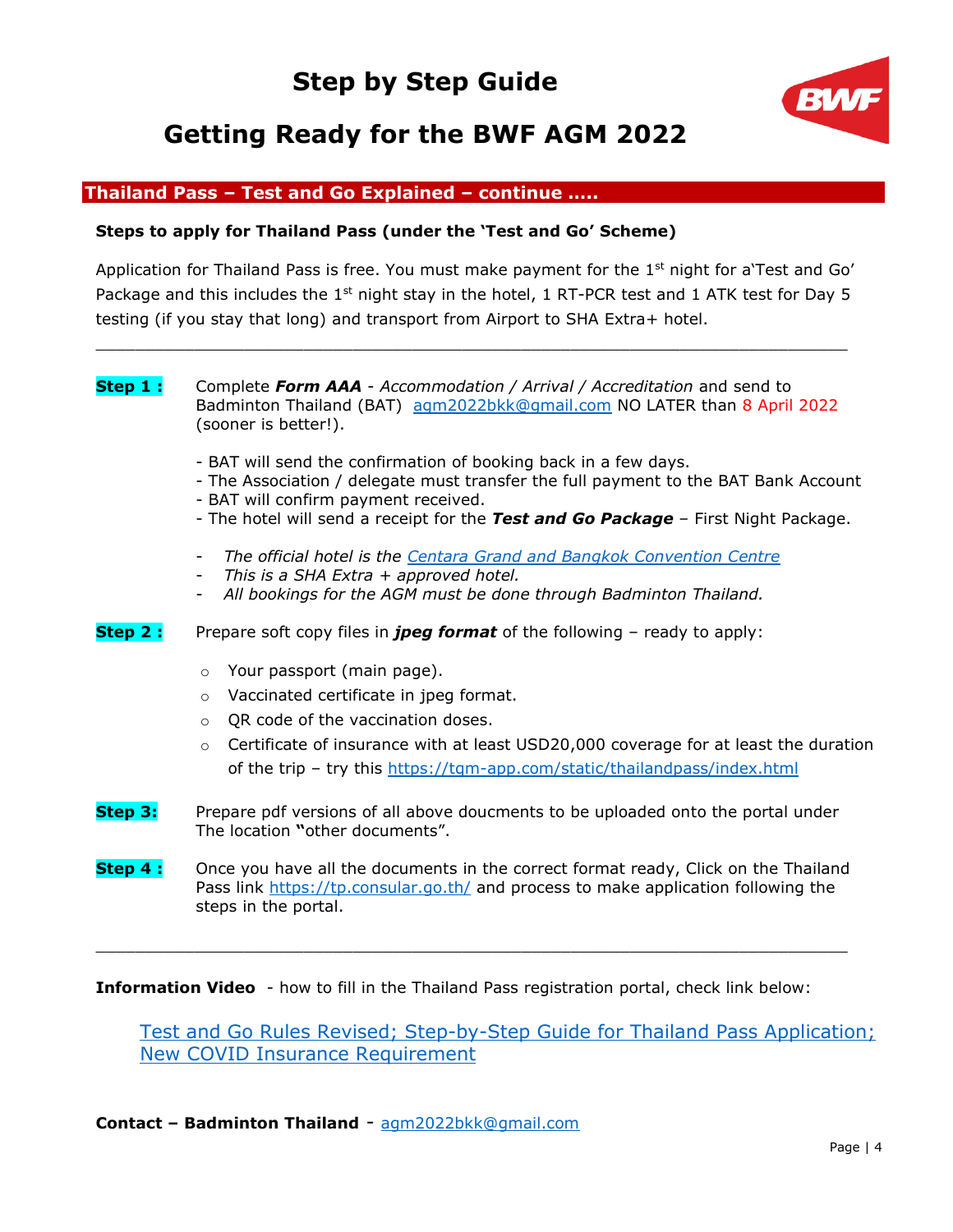# Step by Step Guide

# Getting Ready for the BWF AGM 2022

## Thailand Pass – Test and Go Explained – continue .....

### Steps to apply for Thailand Pass (under the 'Test and Go' Scheme)

Application for Thailand Pass is free. You must make payment for the 1st night for a'Test and Go' Package and this includes the 1st night stay in the hotel, 1 RT-PCR test and 1 ATK test for Day 5 testing (if you stay that long) and transport from Airport to SHA Extra+ hotel.

---

**Step 1 :** Complete ***Form AAA*** - *Accommodation / Arrival / Accreditation* and send to Badminton Thailand (BAT) agm2022bkk@gmail.com NO LATER than 8 April 2022 (sooner is better!).

- BAT will send the confirmation of booking back in a few days.
- The Association / delegate must transfer the full payment to the BAT Bank Account
- BAT will confirm payment received.
- The hotel will send a receipt for the ***Test and Go Package*** – First Night Package.

- *The official hotel is the Centara Grand and Bangkok Convention Centre*
- *This is a SHA Extra + approved hotel.*
- *All bookings for the AGM must be done through Badminton Thailand.*

**Step 2 :** Prepare soft copy files in ***jpeg format*** of the following – ready to apply:

- Your passport (main page).
- Vaccinated certificate in jpeg format.
- QR code of the vaccination doses.
- Certificate of insurance with at least USD20,000 coverage for at least the duration of the trip – try this https://tqm-app.com/static/thailandpass/index.html

**Step 3:** Prepare pdf versions of all above doucments to be uploaded onto the portal under The location "other documents".

**Step 4 :** Once you have all the documents in the correct format ready, Click on the Thailand Pass link https://tp.consular.go.th/ and process to make application following the steps in the portal.

---

**Information Video** - how to fill in the Thailand Pass registration portal, check link below:

Test and Go Rules Revised; Step-by-Step Guide for Thailand Pass Application; New COVID Insurance Requirement

**Contact – Badminton Thailand** - agm2022bkk@gmail.com